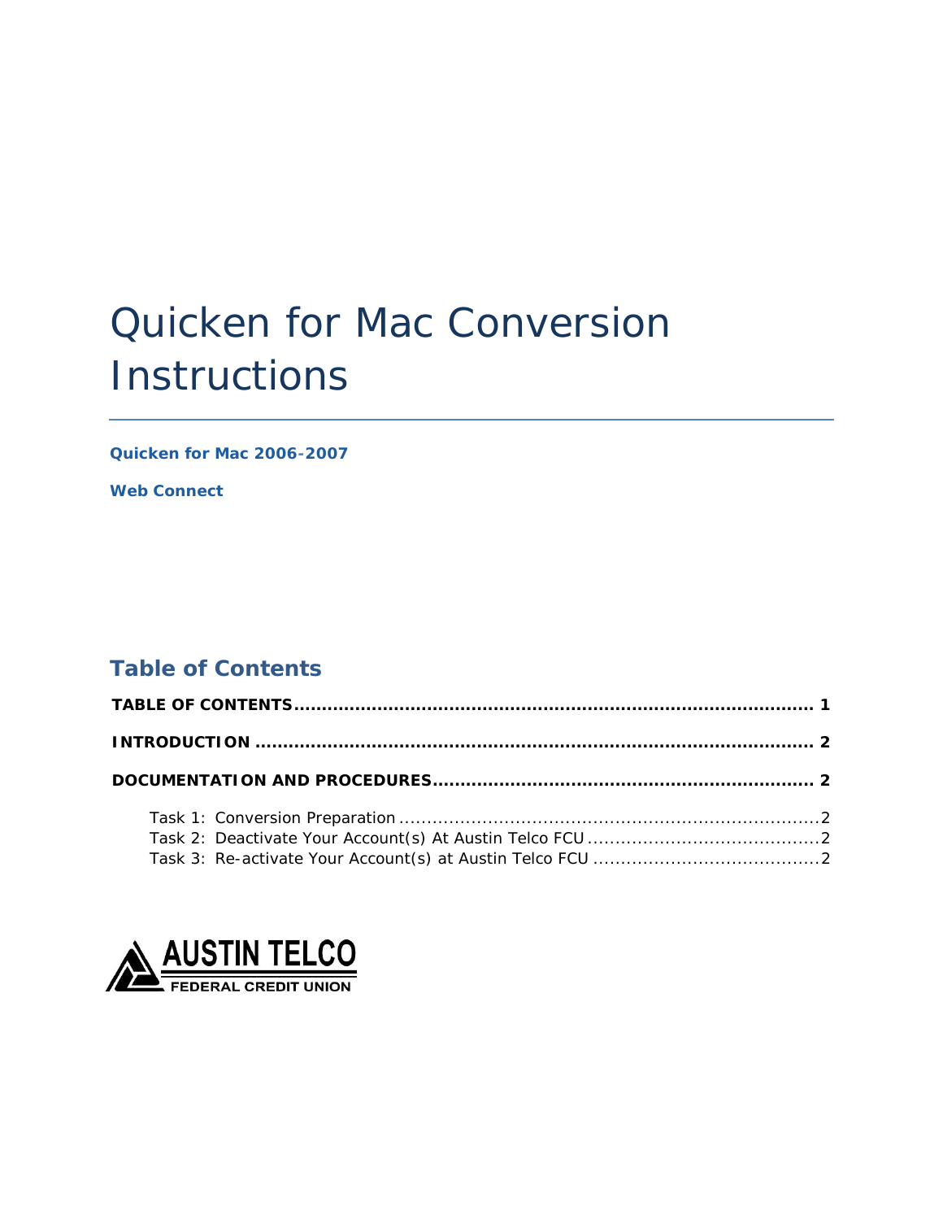# Quicken for Mac Conversion Instructions

**Quicken for Mac 2006-2007**

**Web Connect**

## Table of Contents

**TABLE OF CONTENTS** ........................................................................................ **1**

**INTRODUCTION** ................................................................................................ **2**

**DOCUMENTATION AND PROCEDURES** ................................................................ **2**

- Task 1: Conversion Preparation ........................................................................ 2
- Task 2: Deactivate Your Account(s) At Austin Telco FCU ......................................... 2
- Task 3: Re-activate Your Account(s) at Austin Telco FCU ........................................ 2

AUSTIN TELCO
FEDERAL CREDIT UNION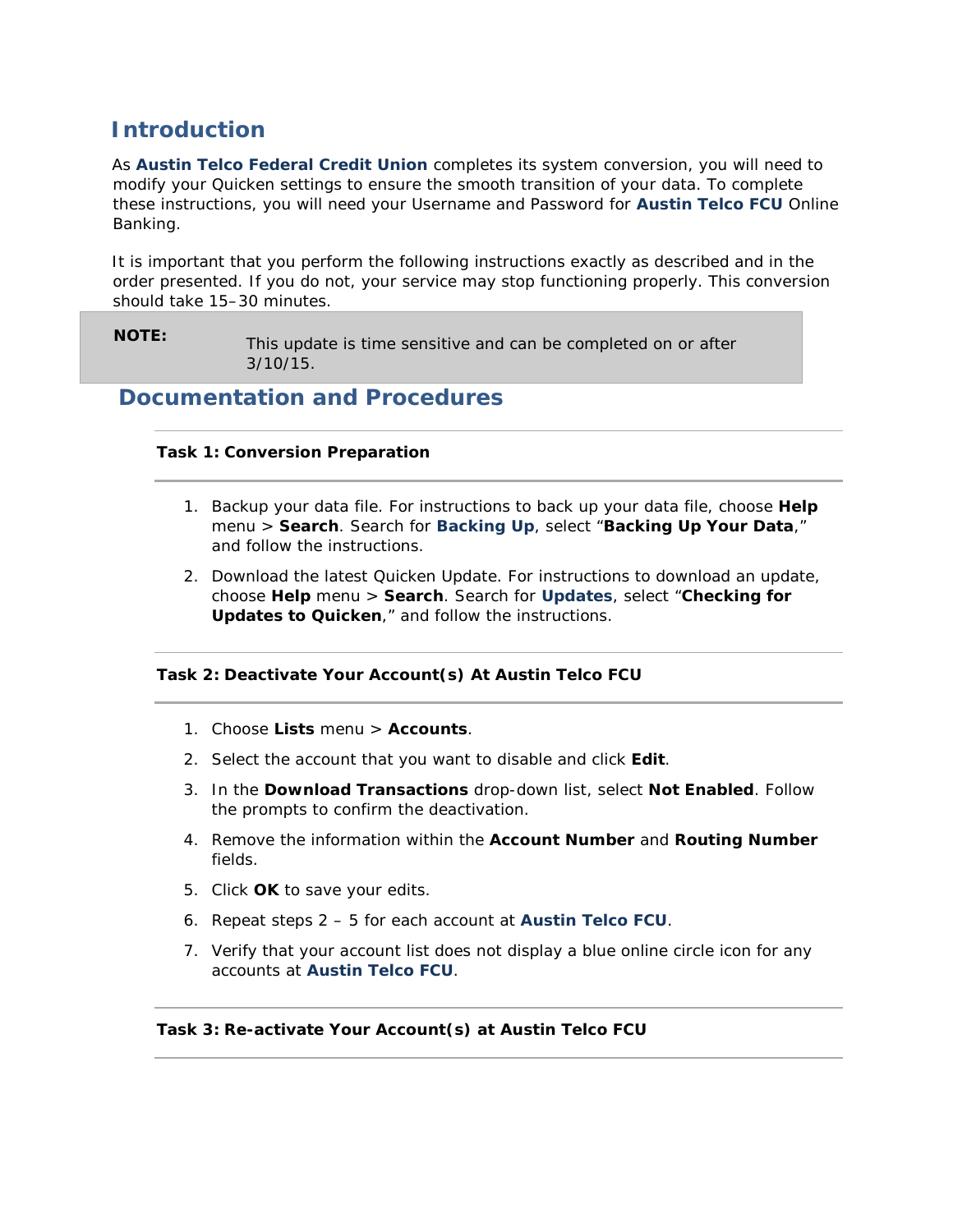## Introduction

As **Austin Telco Federal Credit Union** completes its system conversion, you will need to modify your Quicken settings to ensure the smooth transition of your data. To complete these instructions, you will need your Username and Password for **Austin Telco FCU** Online Banking.

It is important that you perform the following instructions exactly as described and in the order presented. If you do not, your service may stop functioning properly. This conversion should take 15–30 minutes.

| **NOTE:** | This update is time sensitive and can be completed on or after 3/10/15. |
|---|---|

## Documentation and Procedures

### Task 1: Conversion Preparation

1. Backup your data file. For instructions to back up your data file, choose **Help** menu > **Search**. Search for **Backing Up**, select "**Backing Up Your Data**," and follow the instructions.
2. Download the latest Quicken Update. For instructions to download an update, choose **Help** menu > **Search**. Search for **Updates**, select "**Checking for Updates to Quicken**," and follow the instructions.

### Task 2: Deactivate Your Account(s) At Austin Telco FCU

1. Choose **Lists** menu > **Accounts**.
2. Select the account that you want to disable and click **Edit**.
3. In the **Download Transactions** drop-down list, select **Not Enabled**. Follow the prompts to confirm the deactivation.
4. Remove the information within the **Account Number** and **Routing Number** fields.
5. Click **OK** to save your edits.
6. Repeat steps 2 – 5 for each account at **Austin Telco FCU**.
7. Verify that your account list does not display a blue online circle icon for any accounts at **Austin Telco FCU**.

### Task 3: Re-activate Your Account(s) at Austin Telco FCU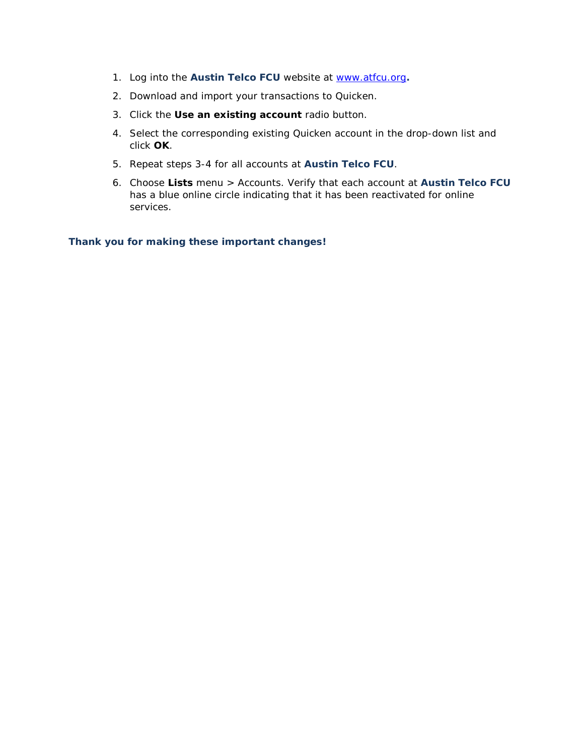1. Log into the **Austin Telco FCU** website at [www.atfcu.org](http://www.atfcu.org)**.**
2. Download and import your transactions to Quicken.
3. Click the **Use an existing account** radio button.
4. Select the corresponding existing Quicken account in the drop-down list and click **OK**.
5. Repeat steps 3-4 for all accounts at **Austin Telco FCU**.
6. Choose **Lists** menu > Accounts. Verify that each account at **Austin Telco FCU** has a blue online circle indicating that it has been reactivated for online services.

**Thank you for making these important changes!**